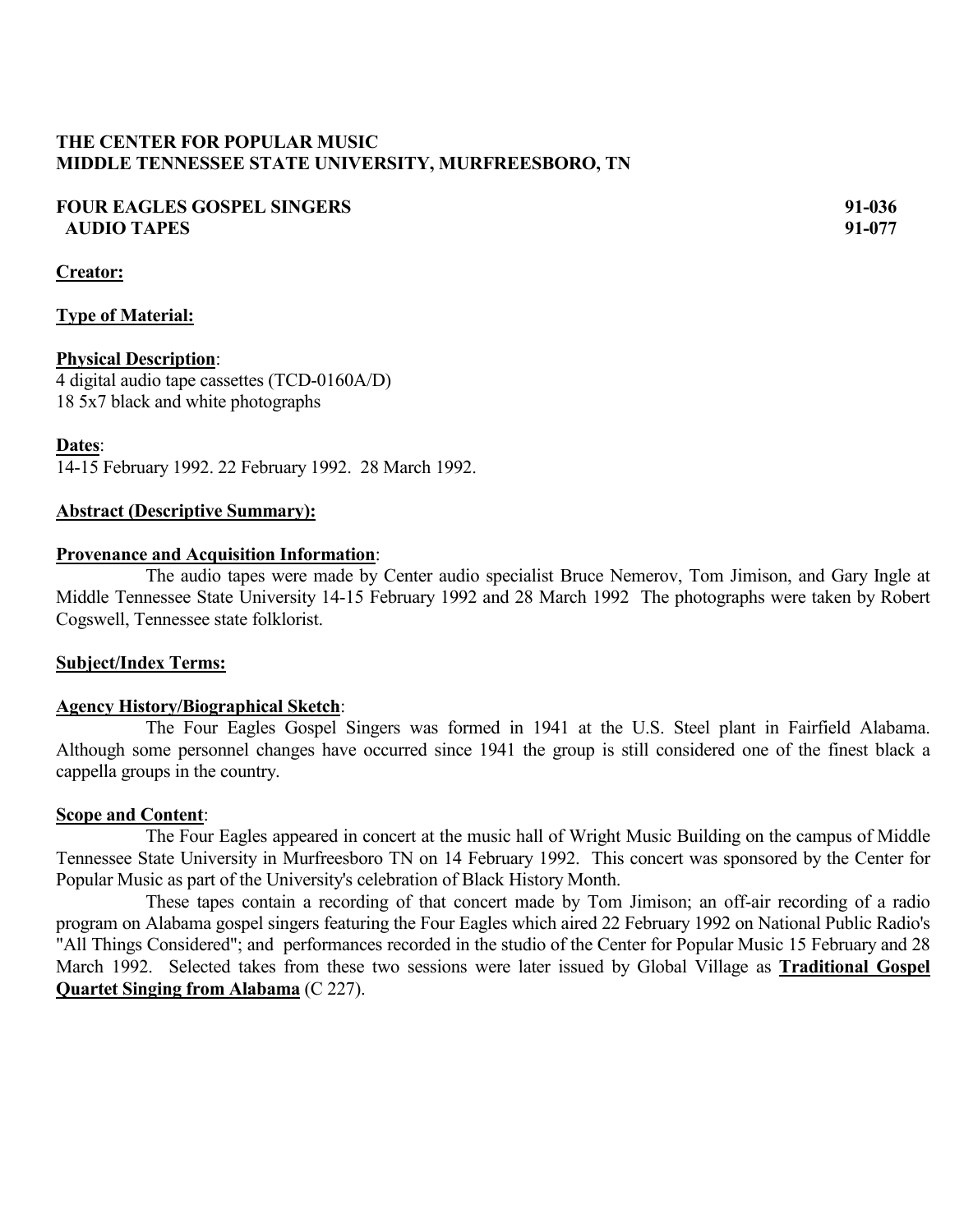**THE CENTER FOR POPULAR MUSIC**
**MIDDLE TENNESSEE STATE UNIVERSITY, MURFREESBORO, TN**

**FOUR EAGLES GOSPEL SINGERS** **91-036**
**AUDIO TAPES** **91-077**

**Creator:**

**Type of Material:**

**Physical Description**:
4 digital audio tape cassettes (TCD-0160A/D)
18 5x7 black and white photographs

**Dates**:
14-15 February 1992. 22 February 1992. 28 March 1992.

**Abstract (Descriptive Summary):**

**Provenance and Acquisition Information**:

The audio tapes were made by Center audio specialist Bruce Nemerov, Tom Jimison, and Gary Ingle at Middle Tennessee State University 14-15 February 1992 and 28 March 1992 The photographs were taken by Robert Cogswell, Tennessee state folklorist.

**Subject/Index Terms:**

**Agency History/Biographical Sketch**:

The Four Eagles Gospel Singers was formed in 1941 at the U.S. Steel plant in Fairfield Alabama. Although some personnel changes have occurred since 1941 the group is still considered one of the finest black a cappella groups in the country.

**Scope and Content**:

The Four Eagles appeared in concert at the music hall of Wright Music Building on the campus of Middle Tennessee State University in Murfreesboro TN on 14 February 1992. This concert was sponsored by the Center for Popular Music as part of the University's celebration of Black History Month.

These tapes contain a recording of that concert made by Tom Jimison; an off-air recording of a radio program on Alabama gospel singers featuring the Four Eagles which aired 22 February 1992 on National Public Radio's "All Things Considered"; and performances recorded in the studio of the Center for Popular Music 15 February and 28 March 1992. Selected takes from these two sessions were later issued by Global Village as **Traditional Gospel Quartet Singing from Alabama** (C 227).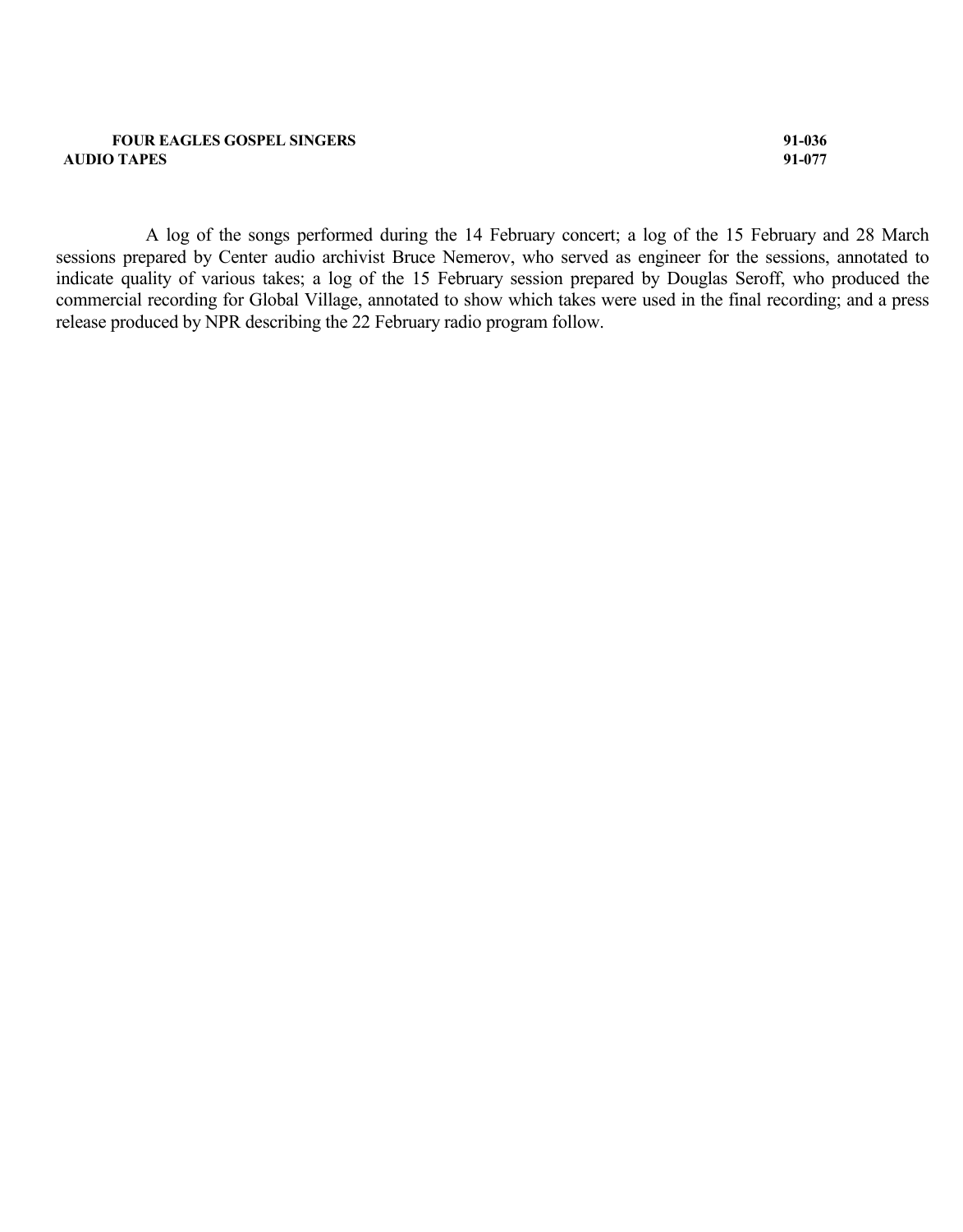**FOUR EAGLES GOSPEL SINGERS** **91-036**

**AUDIO TAPES** **91-077**

A log of the songs performed during the 14 February concert; a log of the 15 February and 28 March sessions prepared by Center audio archivist Bruce Nemerov, who served as engineer for the sessions, annotated to indicate quality of various takes; a log of the 15 February session prepared by Douglas Seroff, who produced the commercial recording for Global Village, annotated to show which takes were used in the final recording; and a press release produced by NPR describing the 22 February radio program follow.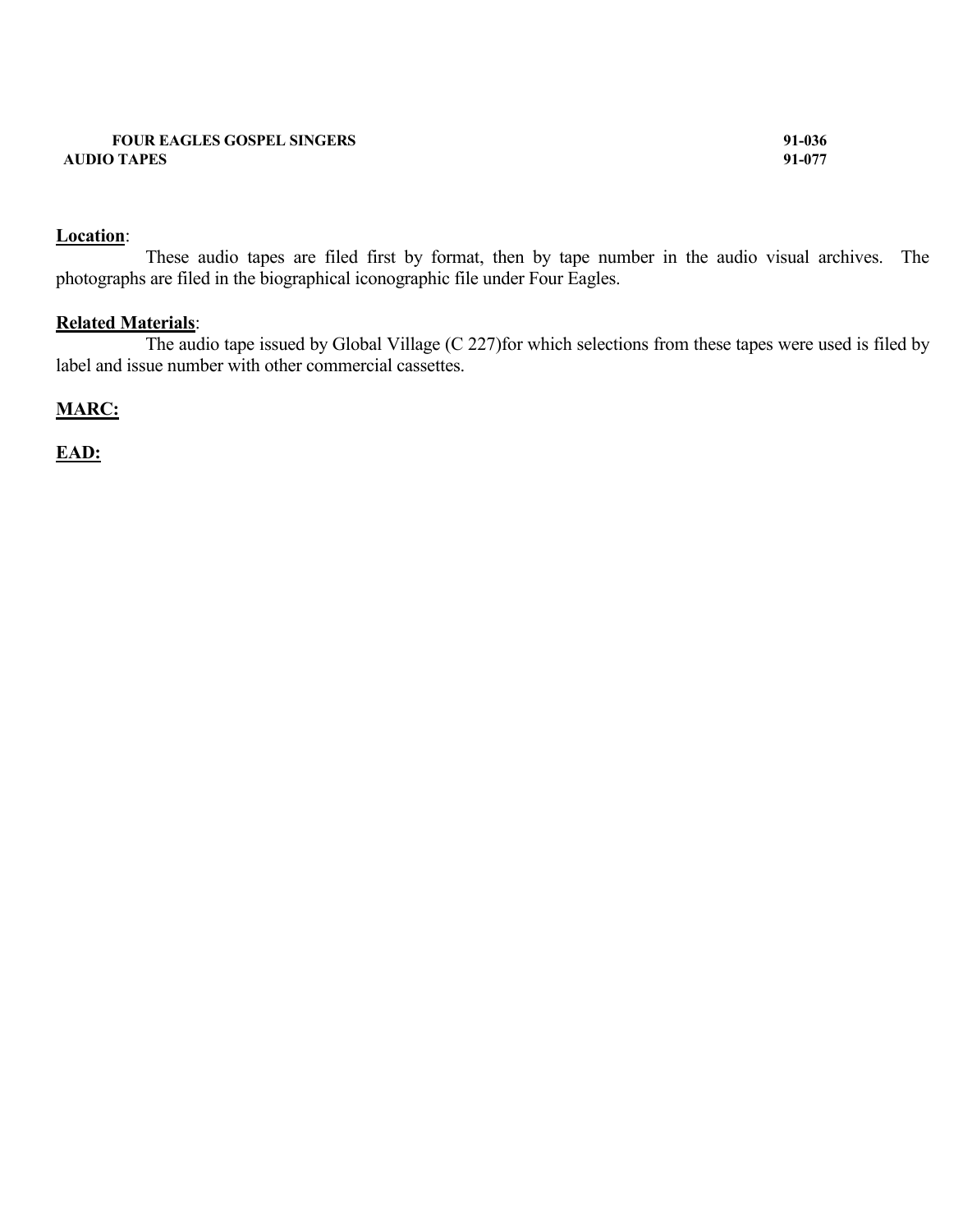**Location**:

These audio tapes are filed first by format, then by tape number in the audio visual archives. The photographs are filed in the biographical iconographic file under Four Eagles.

**Related Materials**:

The audio tape issued by Global Village (C 227)for which selections from these tapes were used is filed by label and issue number with other commercial cassettes.

**MARC:**

**EAD:**